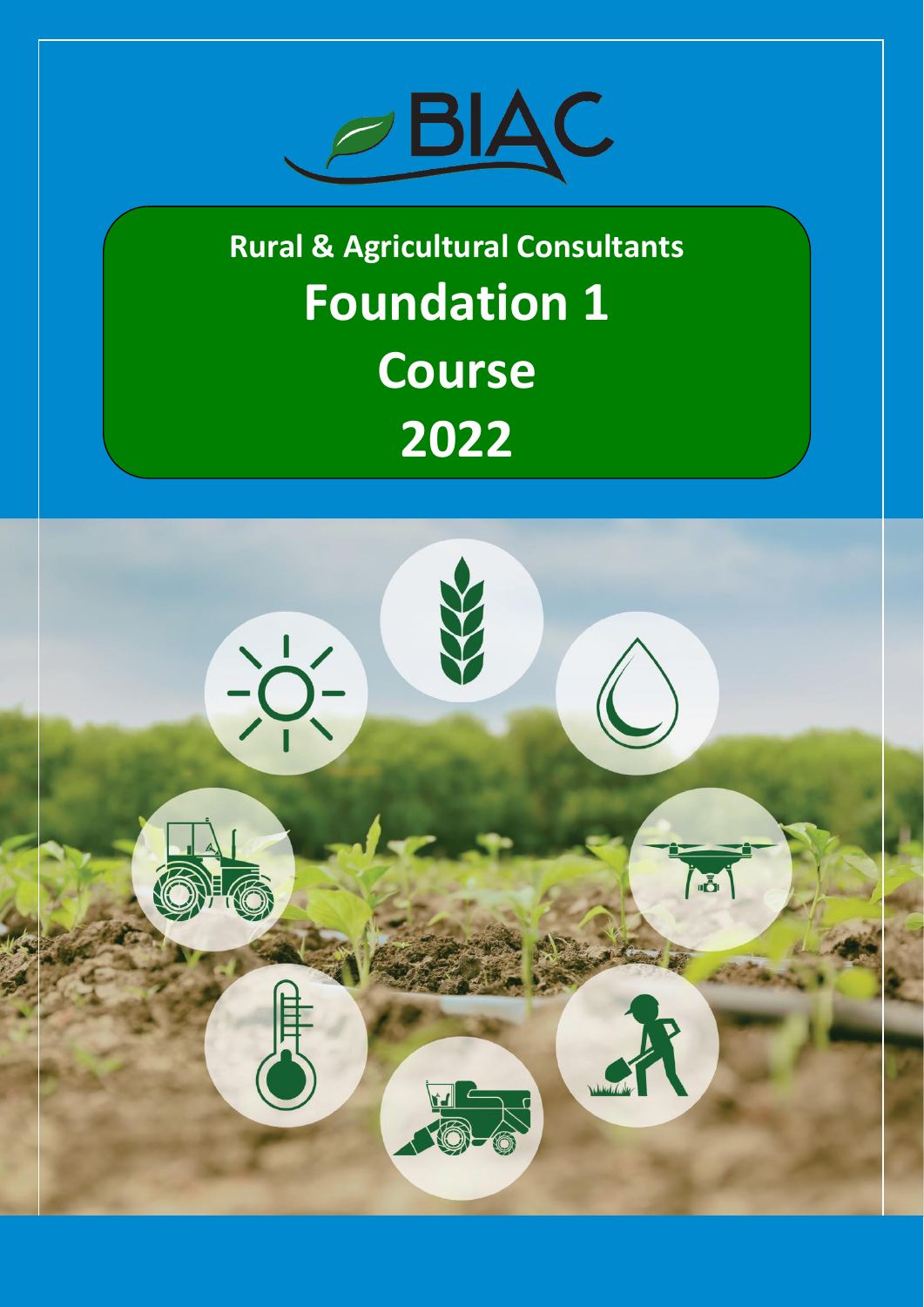BIAC

# Rural & Agricultural Consultants

# Foundation 1 Course 2022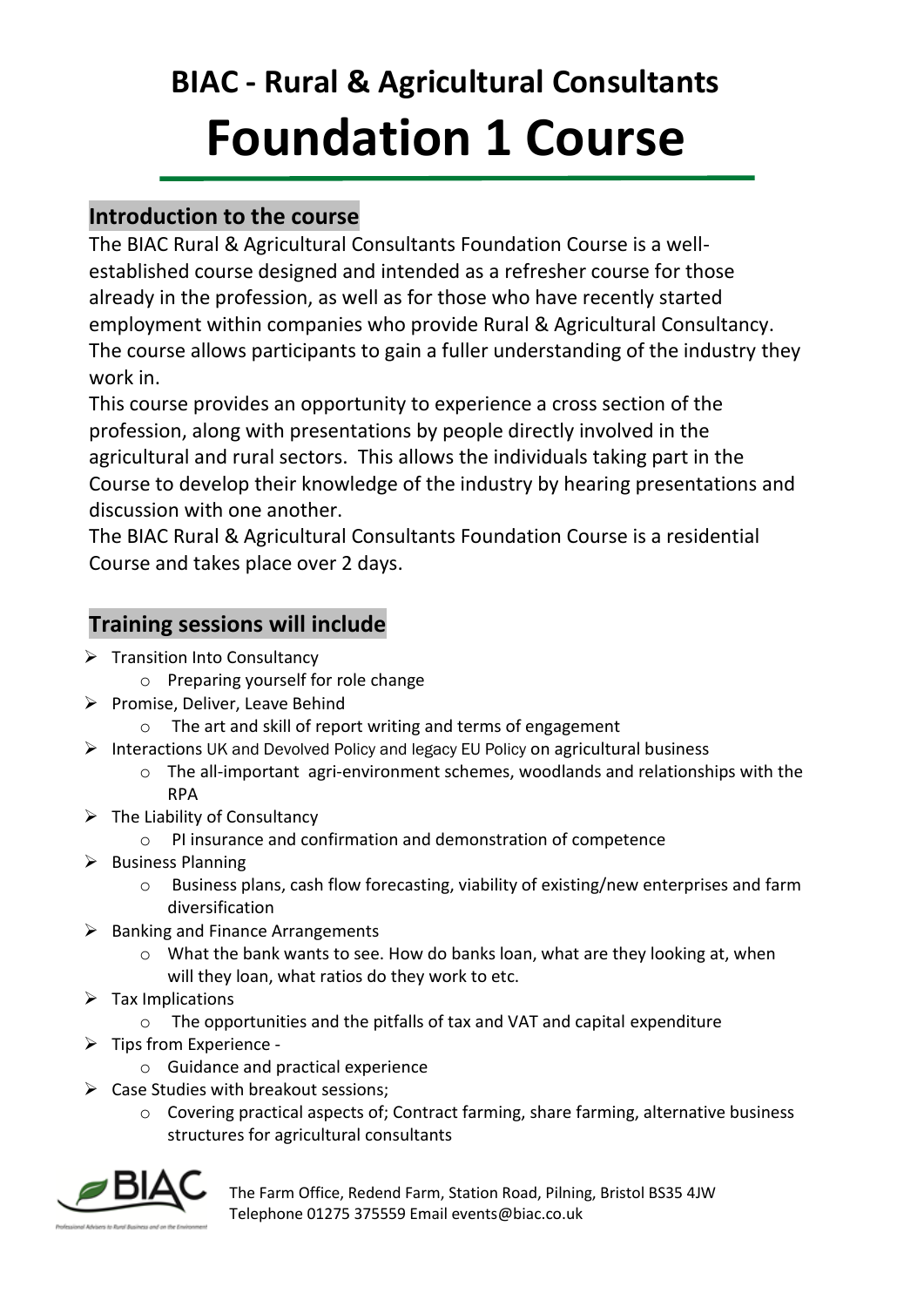# BIAC - Rural & Agricultural Consultants

# Foundation 1 Course

## Introduction to the course

The BIAC Rural & Agricultural Consultants Foundation Course is a well-established course designed and intended as a refresher course for those already in the profession, as well as for those who have recently started employment within companies who provide Rural & Agricultural Consultancy. The course allows participants to gain a fuller understanding of the industry they work in.

This course provides an opportunity to experience a cross section of the profession, along with presentations by people directly involved in the agricultural and rural sectors. This allows the individuals taking part in the Course to develop their knowledge of the industry by hearing presentations and discussion with one another.

The BIAC Rural & Agricultural Consultants Foundation Course is a residential Course and takes place over 2 days.

## Training sessions will include

- Transition Into Consultancy
  - Preparing yourself for role change
- Promise, Deliver, Leave Behind
  - The art and skill of report writing and terms of engagement
- Interactions UK and Devolved Policy and legacy EU Policy on agricultural business
  - The all-important agri-environment schemes, woodlands and relationships with the RPA
- The Liability of Consultancy
  - PI insurance and confirmation and demonstration of competence
- Business Planning
  - Business plans, cash flow forecasting, viability of existing/new enterprises and farm diversification
- Banking and Finance Arrangements
  - What the bank wants to see. How do banks loan, what are they looking at, when will they loan, what ratios do they work to etc.
- Tax Implications
  - The opportunities and the pitfalls of tax and VAT and capital expenditure
- Tips from Experience -
  - Guidance and practical experience
- Case Studies with breakout sessions;
  - Covering practical aspects of; Contract farming, share farming, alternative business structures for agricultural consultants

The Farm Office, Redend Farm, Station Road, Pilning, Bristol BS35 4JW
Telephone 01275 375559 Email events@biac.co.uk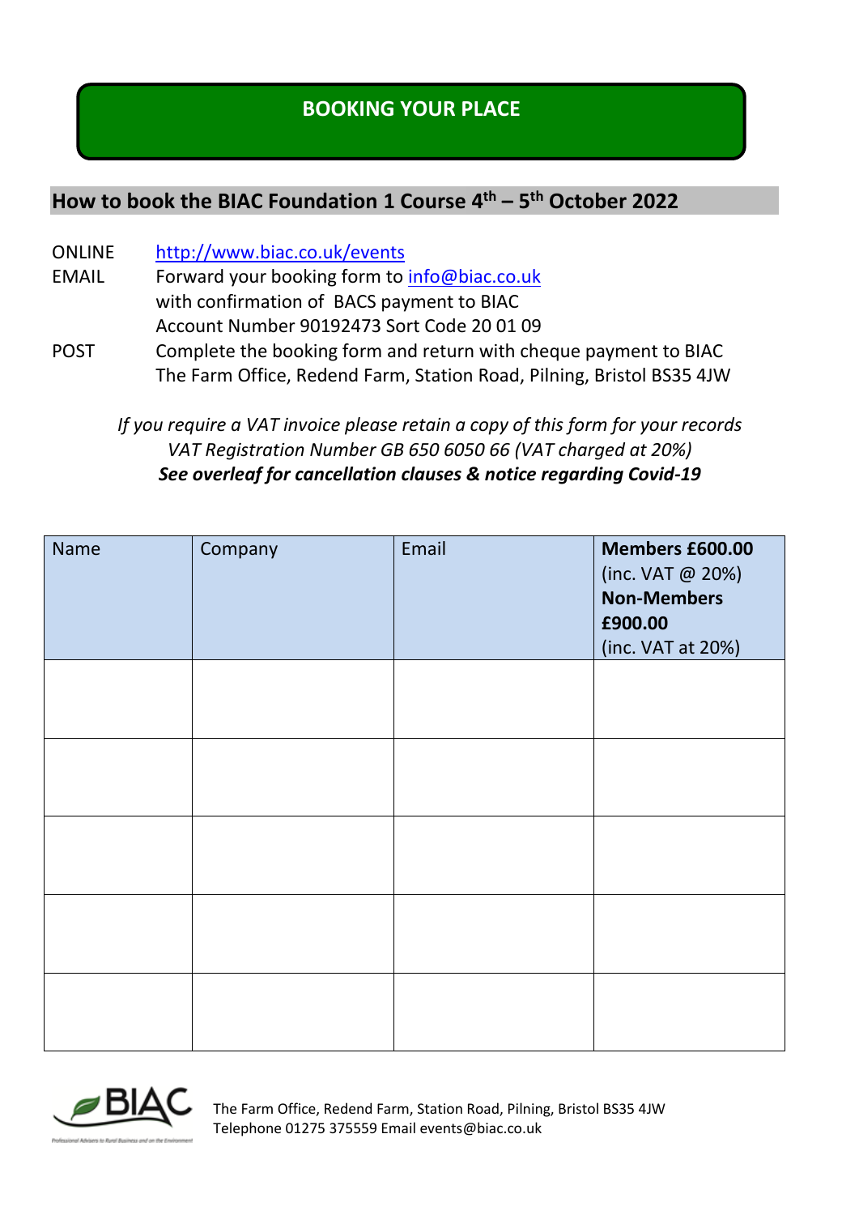# BOOKING YOUR PLACE

## How to book the BIAC Foundation 1 Course 4th – 5th October 2022

ONLINE http://www.biac.co.uk/events

EMAIL Forward your booking form to info@biac.co.uk
with confirmation of BACS payment to BIAC
Account Number 90192473 Sort Code 20 01 09

POST Complete the booking form and return with cheque payment to BIAC
The Farm Office, Redend Farm, Station Road, Pilning, Bristol BS35 4JW

*If you require a VAT invoice please retain a copy of this form for your records*
*VAT Registration Number GB 650 6050 66 (VAT charged at 20%)*
***See overleaf for cancellation clauses & notice regarding Covid-19***

| Name | Company | Email | **Members £600.00** (inc. VAT @ 20%) **Non-Members £900.00** (inc. VAT at 20%) |
|---|---|---|---|
| | | | |
| | | | |
| | | | |
| | | | |
| | | | |

The Farm Office, Redend Farm, Station Road, Pilning, Bristol BS35 4JW
Telephone 01275 375559 Email events@biac.co.uk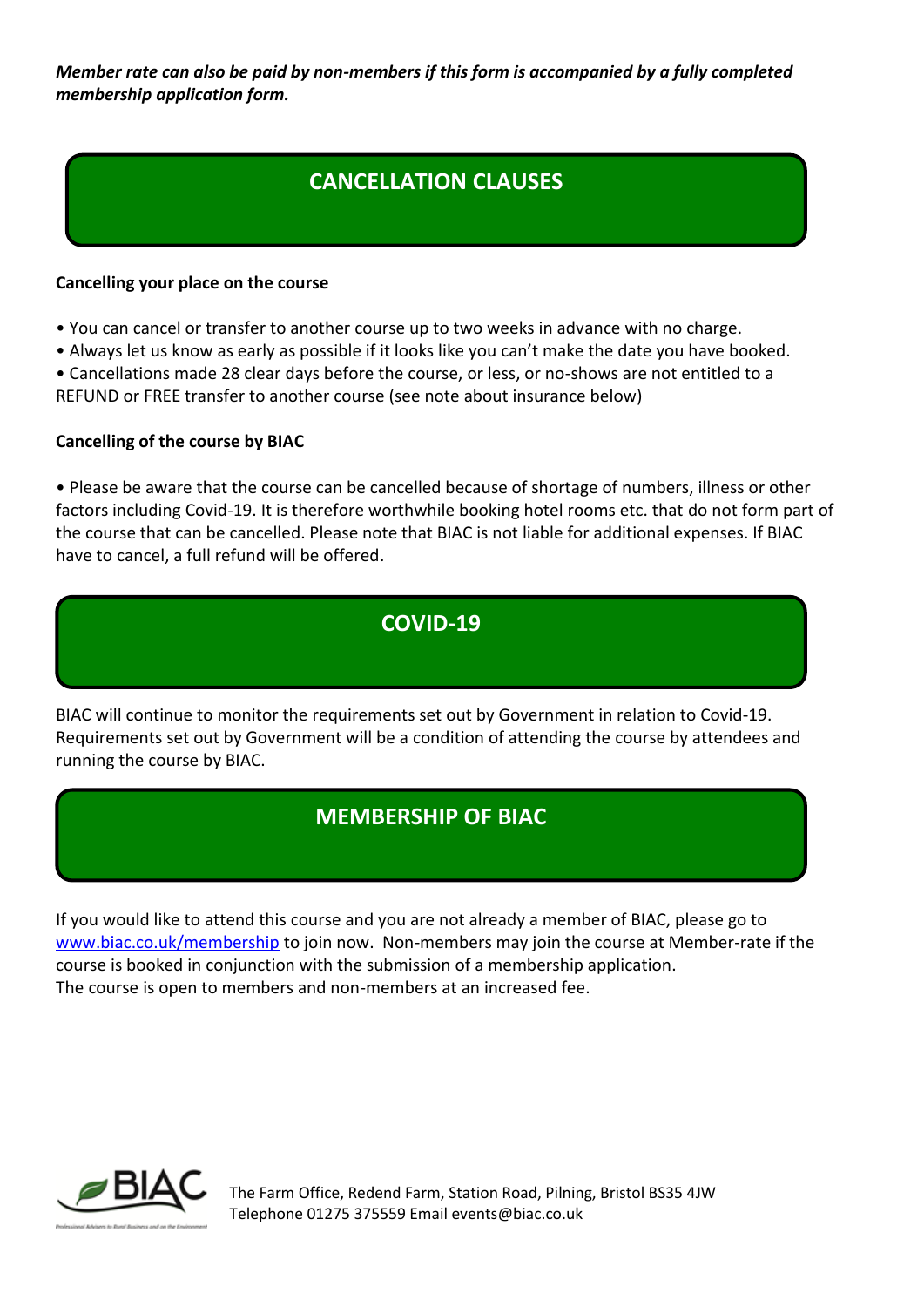***Member rate can also be paid by non-members if this form is accompanied by a fully completed membership application form.***

## CANCELLATION CLAUSES

**Cancelling your place on the course**

- You can cancel or transfer to another course up to two weeks in advance with no charge.
- Always let us know as early as possible if it looks like you can't make the date you have booked.
- Cancellations made 28 clear days before the course, or less, or no-shows are not entitled to a REFUND or FREE transfer to another course (see note about insurance below)

**Cancelling of the course by BIAC**

- Please be aware that the course can be cancelled because of shortage of numbers, illness or other factors including Covid-19. It is therefore worthwhile booking hotel rooms etc. that do not form part of the course that can be cancelled. Please note that BIAC is not liable for additional expenses. If BIAC have to cancel, a full refund will be offered.

## COVID-19

BIAC will continue to monitor the requirements set out by Government in relation to Covid-19. Requirements set out by Government will be a condition of attending the course by attendees and running the course by BIAC.

## MEMBERSHIP OF BIAC

If you would like to attend this course and you are not already a member of BIAC, please go to [www.biac.co.uk/membership](http://www.biac.co.uk/membership) to join now. Non-members may join the course at Member-rate if the course is booked in conjunction with the submission of a membership application.
The course is open to members and non-members at an increased fee.

BIAC
Professional Advisers to Rural Business and on the Environment

The Farm Office, Redend Farm, Station Road, Pilning, Bristol BS35 4JW
Telephone 01275 375559 Email events@biac.co.uk